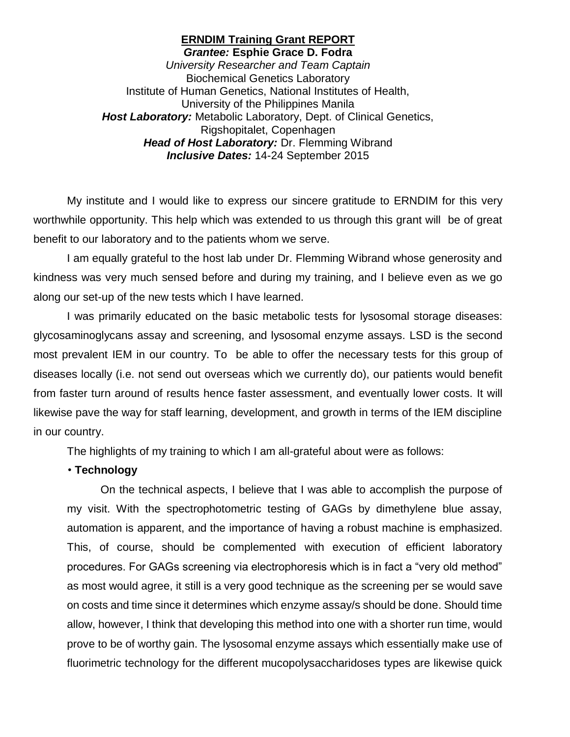**<u>ERNDIM Training Grant REPORT</u>**

***Grantee:*** **Esphie Grace D. Fodra**

*University Researcher and Team Captain*

Biochemical Genetics Laboratory

Institute of Human Genetics, National Institutes of Health,

University of the Philippines Manila

***Host Laboratory:*** Metabolic Laboratory, Dept. of Clinical Genetics,

Rigshopitalet, Copenhagen

***Head of Host Laboratory:*** Dr. Flemming Wibrand

***Inclusive Dates:*** 14-24 September 2015

My institute and I would like to express our sincere gratitude to ERNDIM for this very worthwhile opportunity. This help which was extended to us through this grant will be of great benefit to our laboratory and to the patients whom we serve.

I am equally grateful to the host lab under Dr. Flemming Wibrand whose generosity and kindness was very much sensed before and during my training, and I believe even as we go along our set-up of the new tests which I have learned.

I was primarily educated on the basic metabolic tests for lysosomal storage diseases: glycosaminoglycans assay and screening, and lysosomal enzyme assays. LSD is the second most prevalent IEM in our country. To be able to offer the necessary tests for this group of diseases locally (i.e. not send out overseas which we currently do), our patients would benefit from faster turn around of results hence faster assessment, and eventually lower costs. It will likewise pave the way for staff learning, development, and growth in terms of the IEM discipline in our country.

The highlights of my training to which I am all-grateful about were as follows:

- **Technology**

  On the technical aspects, I believe that I was able to accomplish the purpose of my visit. With the spectrophotometric testing of GAGs by dimethylene blue assay, automation is apparent, and the importance of having a robust machine is emphasized. This, of course, should be complemented with execution of efficient laboratory procedures. For GAGs screening via electrophoresis which is in fact a "very old method" as most would agree, it still is a very good technique as the screening per se would save on costs and time since it determines which enzyme assay/s should be done. Should time allow, however, I think that developing this method into one with a shorter run time, would prove to be of worthy gain. The lysosomal enzyme assays which essentially make use of fluorimetric technology for the different mucopolysaccharidoses types are likewise quick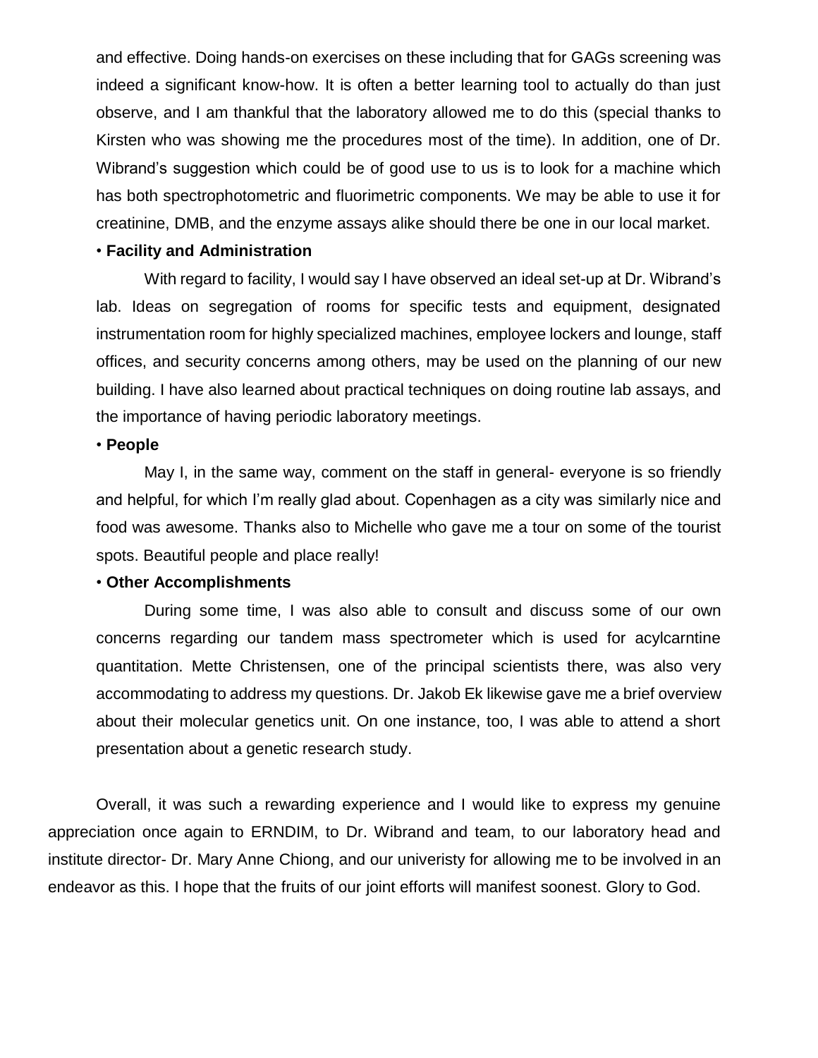and effective. Doing hands-on exercises on these including that for GAGs screening was indeed a significant know-how. It is often a better learning tool to actually do than just observe, and I am thankful that the laboratory allowed me to do this (special thanks to Kirsten who was showing me the procedures most of the time). In addition, one of Dr. Wibrand's suggestion which could be of good use to us is to look for a machine which has both spectrophotometric and fluorimetric components. We may be able to use it for creatinine, DMB, and the enzyme assays alike should there be one in our local market.

- **Facility and Administration**

  With regard to facility, I would say I have observed an ideal set-up at Dr. Wibrand's lab. Ideas on segregation of rooms for specific tests and equipment, designated instrumentation room for highly specialized machines, employee lockers and lounge, staff offices, and security concerns among others, may be used on the planning of our new building. I have also learned about practical techniques on doing routine lab assays, and the importance of having periodic laboratory meetings.

- **People**

  May I, in the same way, comment on the staff in general- everyone is so friendly and helpful, for which I'm really glad about. Copenhagen as a city was similarly nice and food was awesome. Thanks also to Michelle who gave me a tour on some of the tourist spots. Beautiful people and place really!

- **Other Accomplishments**

  During some time, I was also able to consult and discuss some of our own concerns regarding our tandem mass spectrometer which is used for acylcarntine quantitation. Mette Christensen, one of the principal scientists there, was also very accommodating to address my questions. Dr. Jakob Ek likewise gave me a brief overview about their molecular genetics unit. On one instance, too, I was able to attend a short presentation about a genetic research study.

Overall, it was such a rewarding experience and I would like to express my genuine appreciation once again to ERNDIM, to Dr. Wibrand and team, to our laboratory head and institute director- Dr. Mary Anne Chiong, and our univeristy for allowing me to be involved in an endeavor as this. I hope that the fruits of our joint efforts will manifest soonest. Glory to God.